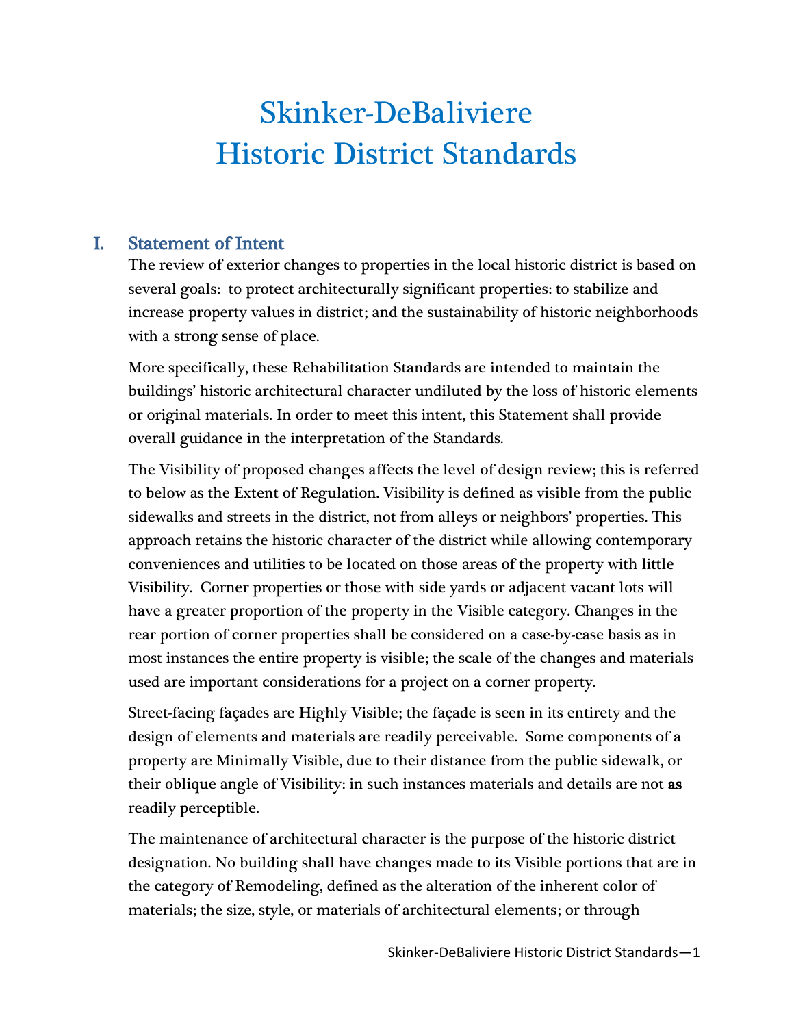# Skinker-DeBaliviere Historic District Standards

## I. Statement of Intent

The review of exterior changes to properties in the local historic district is based on several goals: to protect architecturally significant properties: to stabilize and increase property values in district; and the sustainability of historic neighborhoods with a strong sense of place.

More specifically, these Rehabilitation Standards are intended to maintain the buildings' historic architectural character undiluted by the loss of historic elements or original materials. In order to meet this intent, this Statement shall provide overall guidance in the interpretation of the Standards.

The Visibility of proposed changes affects the level of design review; this is referred to below as the Extent of Regulation. Visibility is defined as visible from the public sidewalks and streets in the district, not from alleys or neighbors' properties. This approach retains the historic character of the district while allowing contemporary conveniences and utilities to be located on those areas of the property with little Visibility. Corner properties or those with side yards or adjacent vacant lots will have a greater proportion of the property in the Visible category. Changes in the rear portion of corner properties shall be considered on a case-by-case basis as in most instances the entire property is visible; the scale of the changes and materials used are important considerations for a project on a corner property.

Street-facing façades are Highly Visible; the façade is seen in its entirety and the design of elements and materials are readily perceivable. Some components of a property are Minimally Visible, due to their distance from the public sidewalk, or their oblique angle of Visibility: in such instances materials and details are not **as** readily perceptible.

The maintenance of architectural character is the purpose of the historic district designation. No building shall have changes made to its Visible portions that are in the category of Remodeling, defined as the alteration of the inherent color of materials; the size, style, or materials of architectural elements; or through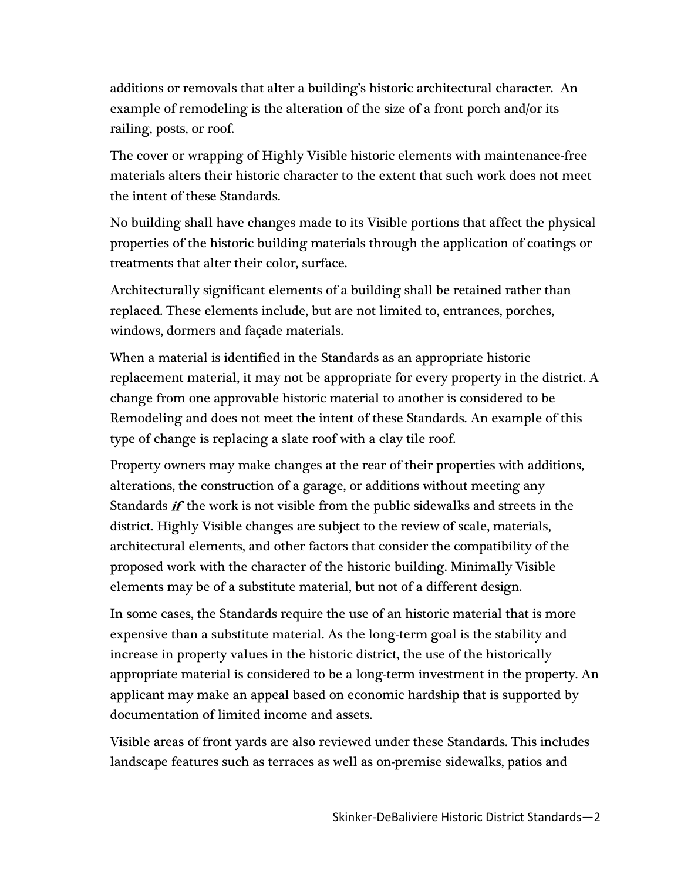additions or removals that alter a building's historic architectural character. An example of remodeling is the alteration of the size of a front porch and/or its railing, posts, or roof.

The cover or wrapping of Highly Visible historic elements with maintenance-free materials alters their historic character to the extent that such work does not meet the intent of these Standards.

No building shall have changes made to its Visible portions that affect the physical properties of the historic building materials through the application of coatings or treatments that alter their color, surface.

Architecturally significant elements of a building shall be retained rather than replaced. These elements include, but are not limited to, entrances, porches, windows, dormers and façade materials.

When a material is identified in the Standards as an appropriate historic replacement material, it may not be appropriate for every property in the district. A change from one approvable historic material to another is considered to be Remodeling and does not meet the intent of these Standards. An example of this type of change is replacing a slate roof with a clay tile roof.

Property owners may make changes at the rear of their properties with additions, alterations, the construction of a garage, or additions without meeting any Standards ***if*** the work is not visible from the public sidewalks and streets in the district. Highly Visible changes are subject to the review of scale, materials, architectural elements, and other factors that consider the compatibility of the proposed work with the character of the historic building. Minimally Visible elements may be of a substitute material, but not of a different design.

In some cases, the Standards require the use of an historic material that is more expensive than a substitute material. As the long-term goal is the stability and increase in property values in the historic district, the use of the historically appropriate material is considered to be a long-term investment in the property. An applicant may make an appeal based on economic hardship that is supported by documentation of limited income and assets.

Visible areas of front yards are also reviewed under these Standards. This includes landscape features such as terraces as well as on-premise sidewalks, patios and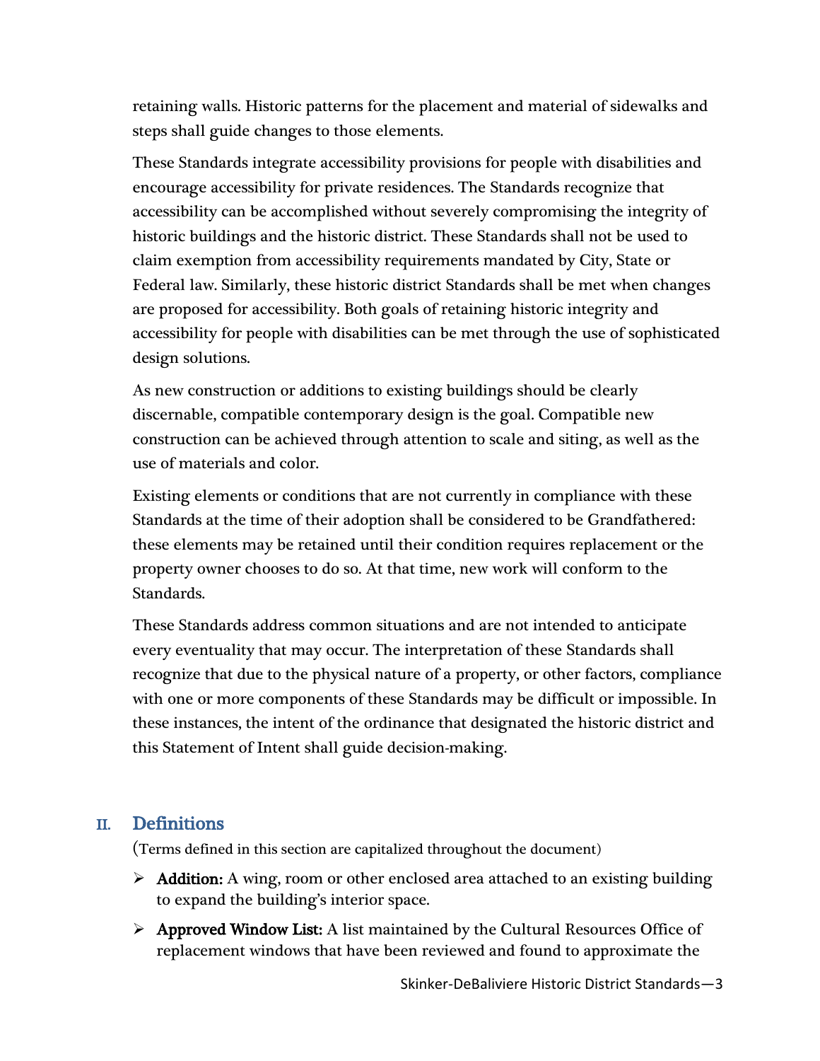retaining walls. Historic patterns for the placement and material of sidewalks and steps shall guide changes to those elements.

These Standards integrate accessibility provisions for people with disabilities and encourage accessibility for private residences. The Standards recognize that accessibility can be accomplished without severely compromising the integrity of historic buildings and the historic district. These Standards shall not be used to claim exemption from accessibility requirements mandated by City, State or Federal law. Similarly, these historic district Standards shall be met when changes are proposed for accessibility. Both goals of retaining historic integrity and accessibility for people with disabilities can be met through the use of sophisticated design solutions.

As new construction or additions to existing buildings should be clearly discernable, compatible contemporary design is the goal. Compatible new construction can be achieved through attention to scale and siting, as well as the use of materials and color.

Existing elements or conditions that are not currently in compliance with these Standards at the time of their adoption shall be considered to be Grandfathered: these elements may be retained until their condition requires replacement or the property owner chooses to do so. At that time, new work will conform to the Standards.

These Standards address common situations and are not intended to anticipate every eventuality that may occur. The interpretation of these Standards shall recognize that due to the physical nature of a property, or other factors, compliance with one or more components of these Standards may be difficult or impossible. In these instances, the intent of the ordinance that designated the historic district and this Statement of Intent shall guide decision-making.

## II. Definitions

(Terms defined in this section are capitalized throughout the document)

- **Addition:** A wing, room or other enclosed area attached to an existing building to expand the building's interior space.
- **Approved Window List:** A list maintained by the Cultural Resources Office of replacement windows that have been reviewed and found to approximate the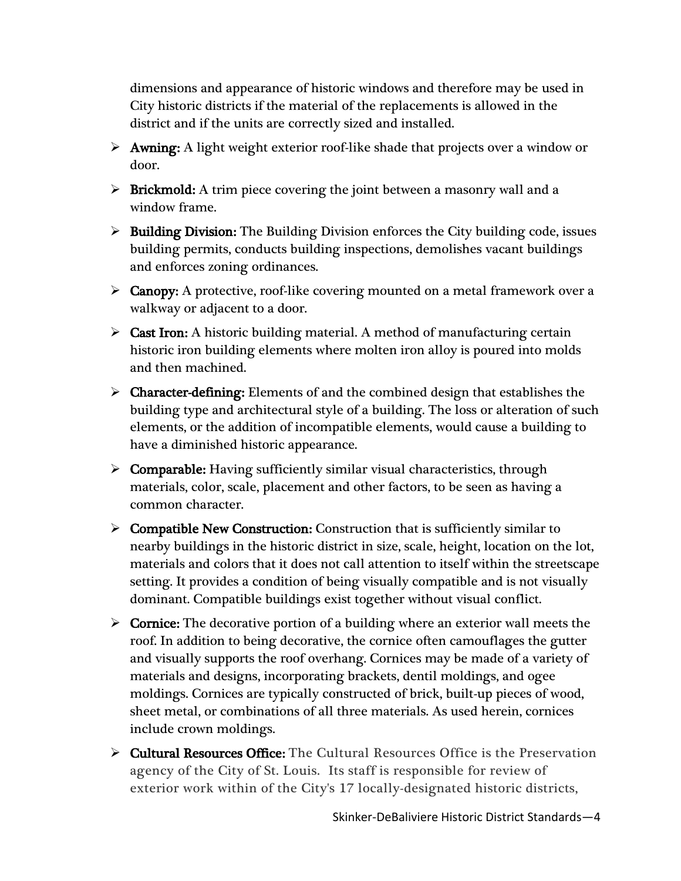dimensions and appearance of historic windows and therefore may be used in City historic districts if the material of the replacements is allowed in the district and if the units are correctly sized and installed.

- **Awning:** A light weight exterior roof-like shade that projects over a window or door.
- **Brickmold:** A trim piece covering the joint between a masonry wall and a window frame.
- **Building Division:** The Building Division enforces the City building code, issues building permits, conducts building inspections, demolishes vacant buildings and enforces zoning ordinances.
- **Canopy:** A protective, roof-like covering mounted on a metal framework over a walkway or adjacent to a door.
- **Cast Iron:** A historic building material. A method of manufacturing certain historic iron building elements where molten iron alloy is poured into molds and then machined.
- **Character-defining:** Elements of and the combined design that establishes the building type and architectural style of a building. The loss or alteration of such elements, or the addition of incompatible elements, would cause a building to have a diminished historic appearance.
- **Comparable:** Having sufficiently similar visual characteristics, through materials, color, scale, placement and other factors, to be seen as having a common character.
- **Compatible New Construction:** Construction that is sufficiently similar to nearby buildings in the historic district in size, scale, height, location on the lot, materials and colors that it does not call attention to itself within the streetscape setting. It provides a condition of being visually compatible and is not visually dominant. Compatible buildings exist together without visual conflict.
- **Cornice:** The decorative portion of a building where an exterior wall meets the roof. In addition to being decorative, the cornice often camouflages the gutter and visually supports the roof overhang. Cornices may be made of a variety of materials and designs, incorporating brackets, dentil moldings, and ogee moldings. Cornices are typically constructed of brick, built-up pieces of wood, sheet metal, or combinations of all three materials. As used herein, cornices include crown moldings.
- **Cultural Resources Office:** The Cultural Resources Office is the Preservation agency of the City of St. Louis. Its staff is responsible for review of exterior work within of the City's 17 locally-designated historic districts,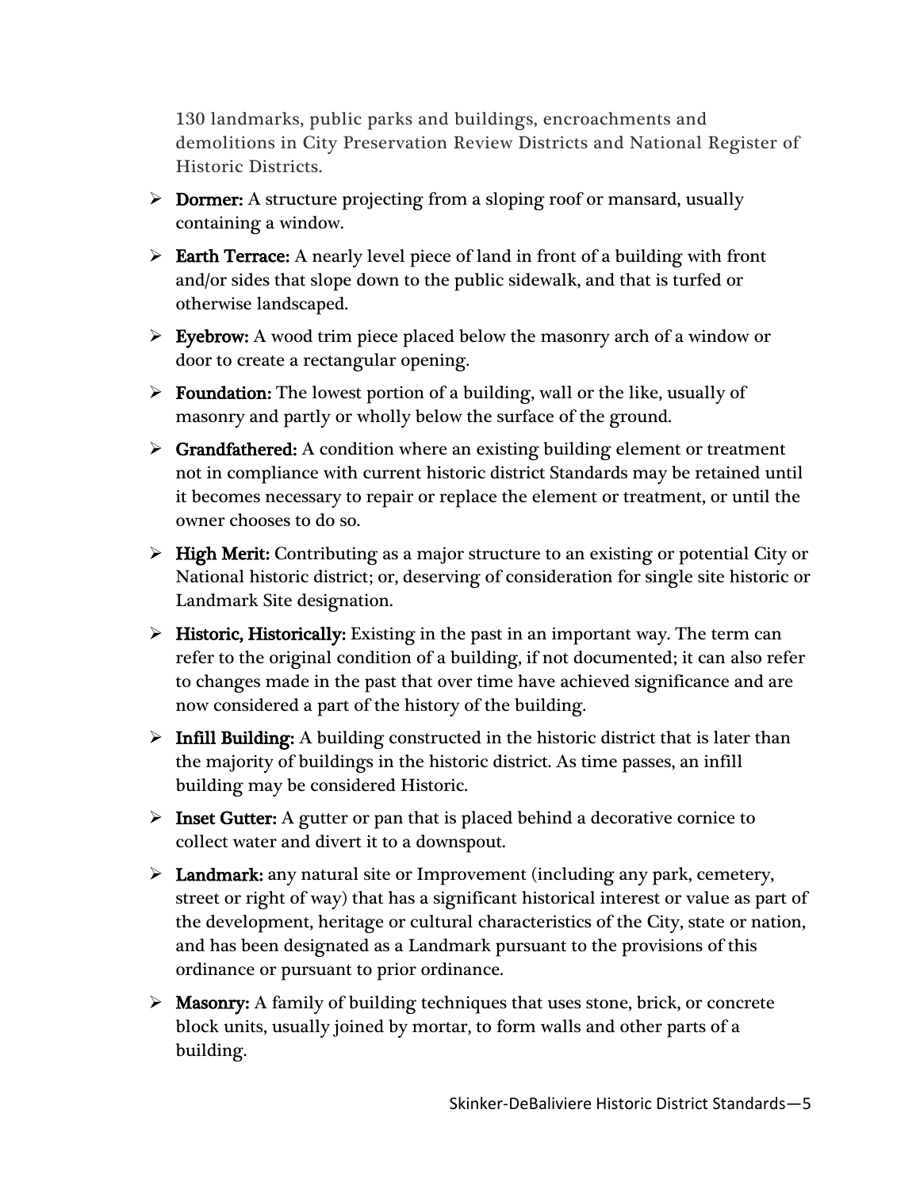130 landmarks, public parks and buildings, encroachments and demolitions in City Preservation Review Districts and National Register of Historic Districts.

- **Dormer:** A structure projecting from a sloping roof or mansard, usually containing a window.
- **Earth Terrace:** A nearly level piece of land in front of a building with front and/or sides that slope down to the public sidewalk, and that is turfed or otherwise landscaped.
- **Eyebrow:** A wood trim piece placed below the masonry arch of a window or door to create a rectangular opening.
- **Foundation:** The lowest portion of a building, wall or the like, usually of masonry and partly or wholly below the surface of the ground.
- **Grandfathered:** A condition where an existing building element or treatment not in compliance with current historic district Standards may be retained until it becomes necessary to repair or replace the element or treatment, or until the owner chooses to do so.
- **High Merit:** Contributing as a major structure to an existing or potential City or National historic district; or, deserving of consideration for single site historic or Landmark Site designation.
- **Historic, Historically:** Existing in the past in an important way. The term can refer to the original condition of a building, if not documented; it can also refer to changes made in the past that over time have achieved significance and are now considered a part of the history of the building.
- **Infill Building:** A building constructed in the historic district that is later than the majority of buildings in the historic district. As time passes, an infill building may be considered Historic.
- **Inset Gutter:** A gutter or pan that is placed behind a decorative cornice to collect water and divert it to a downspout.
- **Landmark:** any natural site or Improvement (including any park, cemetery, street or right of way) that has a significant historical interest or value as part of the development, heritage or cultural characteristics of the City, state or nation, and has been designated as a Landmark pursuant to the provisions of this ordinance or pursuant to prior ordinance.
- **Masonry:** A family of building techniques that uses stone, brick, or concrete block units, usually joined by mortar, to form walls and other parts of a building.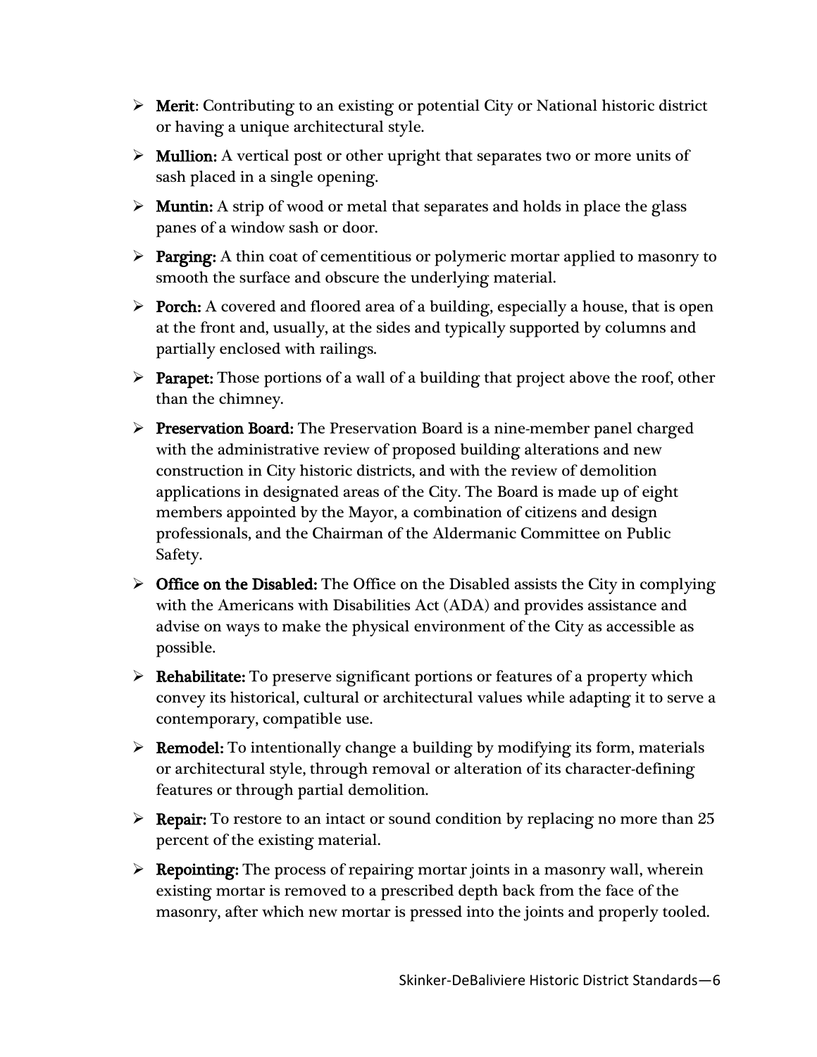- **Merit**: Contributing to an existing or potential City or National historic district or having a unique architectural style.
- **Mullion:** A vertical post or other upright that separates two or more units of sash placed in a single opening.
- **Muntin:** A strip of wood or metal that separates and holds in place the glass panes of a window sash or door.
- **Parging:** A thin coat of cementitious or polymeric mortar applied to masonry to smooth the surface and obscure the underlying material.
- **Porch:** A covered and floored area of a building, especially a house, that is open at the front and, usually, at the sides and typically supported by columns and partially enclosed with railings.
- **Parapet:** Those portions of a wall of a building that project above the roof, other than the chimney.
- **Preservation Board:** The Preservation Board is a nine-member panel charged with the administrative review of proposed building alterations and new construction in City historic districts, and with the review of demolition applications in designated areas of the City. The Board is made up of eight members appointed by the Mayor, a combination of citizens and design professionals, and the Chairman of the Aldermanic Committee on Public Safety.
- **Office on the Disabled:** The Office on the Disabled assists the City in complying with the Americans with Disabilities Act (ADA) and provides assistance and advise on ways to make the physical environment of the City as accessible as possible.
- **Rehabilitate:** To preserve significant portions or features of a property which convey its historical, cultural or architectural values while adapting it to serve a contemporary, compatible use.
- **Remodel:** To intentionally change a building by modifying its form, materials or architectural style, through removal or alteration of its character-defining features or through partial demolition.
- **Repair:** To restore to an intact or sound condition by replacing no more than 25 percent of the existing material.
- **Repointing:** The process of repairing mortar joints in a masonry wall, wherein existing mortar is removed to a prescribed depth back from the face of the masonry, after which new mortar is pressed into the joints and properly tooled.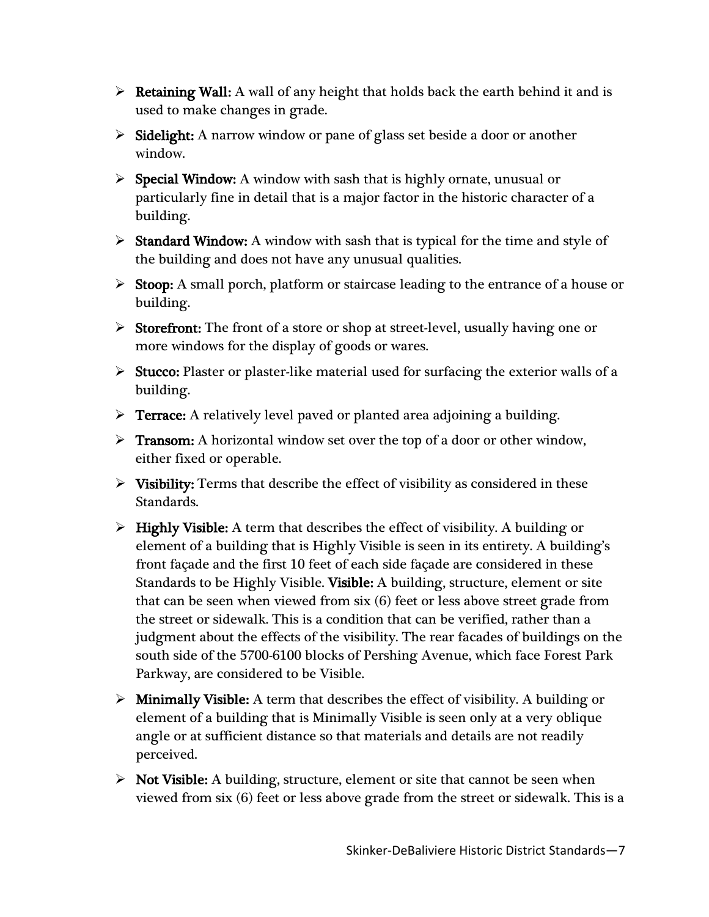- **Retaining Wall:** A wall of any height that holds back the earth behind it and is used to make changes in grade.
- **Sidelight:** A narrow window or pane of glass set beside a door or another window.
- **Special Window:** A window with sash that is highly ornate, unusual or particularly fine in detail that is a major factor in the historic character of a building.
- **Standard Window:** A window with sash that is typical for the time and style of the building and does not have any unusual qualities.
- **Stoop:** A small porch, platform or staircase leading to the entrance of a house or building.
- **Storefront:** The front of a store or shop at street-level, usually having one or more windows for the display of goods or wares.
- **Stucco:** Plaster or plaster-like material used for surfacing the exterior walls of a building.
- **Terrace:** A relatively level paved or planted area adjoining a building.
- **Transom:** A horizontal window set over the top of a door or other window, either fixed or operable.
- **Visibility:** Terms that describe the effect of visibility as considered in these Standards.
- **Highly Visible:** A term that describes the effect of visibility. A building or element of a building that is Highly Visible is seen in its entirety. A building's front façade and the first 10 feet of each side façade are considered in these Standards to be Highly Visible. **Visible:** A building, structure, element or site that can be seen when viewed from six (6) feet or less above street grade from the street or sidewalk. This is a condition that can be verified, rather than a judgment about the effects of the visibility. The rear facades of buildings on the south side of the 5700-6100 blocks of Pershing Avenue, which face Forest Park Parkway, are considered to be Visible.
- **Minimally Visible:** A term that describes the effect of visibility. A building or element of a building that is Minimally Visible is seen only at a very oblique angle or at sufficient distance so that materials and details are not readily perceived.
- **Not Visible:** A building, structure, element or site that cannot be seen when viewed from six (6) feet or less above grade from the street or sidewalk. This is a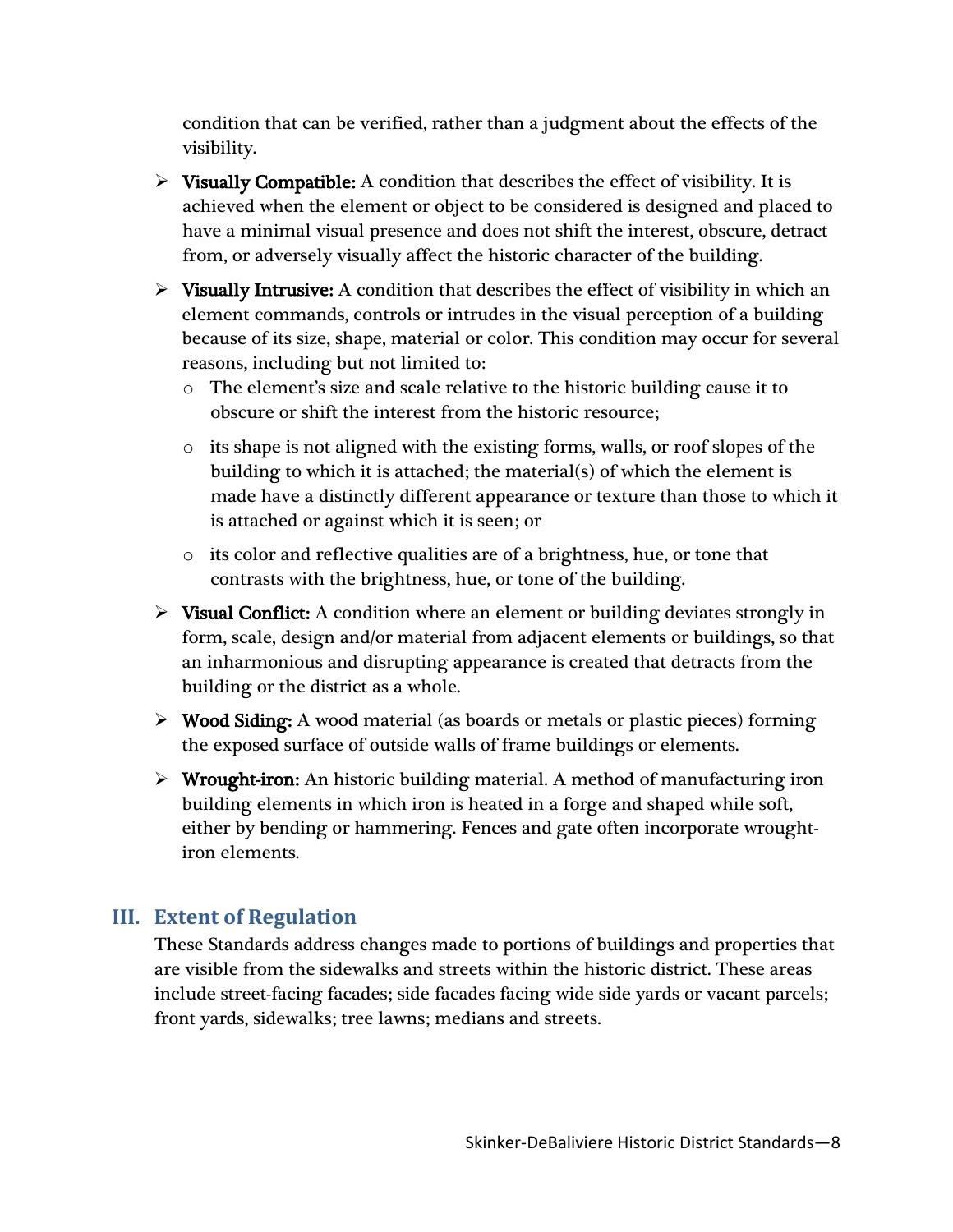condition that can be verified, rather than a judgment about the effects of the visibility.

- **Visually Compatible:** A condition that describes the effect of visibility. It is achieved when the element or object to be considered is designed and placed to have a minimal visual presence and does not shift the interest, obscure, detract from, or adversely visually affect the historic character of the building.
- **Visually Intrusive:** A condition that describes the effect of visibility in which an element commands, controls or intrudes in the visual perception of a building because of its size, shape, material or color. This condition may occur for several reasons, including but not limited to:
  - The element's size and scale relative to the historic building cause it to obscure or shift the interest from the historic resource;
  - its shape is not aligned with the existing forms, walls, or roof slopes of the building to which it is attached; the material(s) of which the element is made have a distinctly different appearance or texture than those to which it is attached or against which it is seen; or
  - its color and reflective qualities are of a brightness, hue, or tone that contrasts with the brightness, hue, or tone of the building.
- **Visual Conflict:** A condition where an element or building deviates strongly in form, scale, design and/or material from adjacent elements or buildings, so that an inharmonious and disrupting appearance is created that detracts from the building or the district as a whole.
- **Wood Siding:** A wood material (as boards or metals or plastic pieces) forming the exposed surface of outside walls of frame buildings or elements.
- **Wrought-iron:** An historic building material. A method of manufacturing iron building elements in which iron is heated in a forge and shaped while soft, either by bending or hammering. Fences and gate often incorporate wrought-iron elements.

## III. Extent of Regulation

These Standards address changes made to portions of buildings and properties that are visible from the sidewalks and streets within the historic district. These areas include street-facing facades; side facades facing wide side yards or vacant parcels; front yards, sidewalks; tree lawns; medians and streets.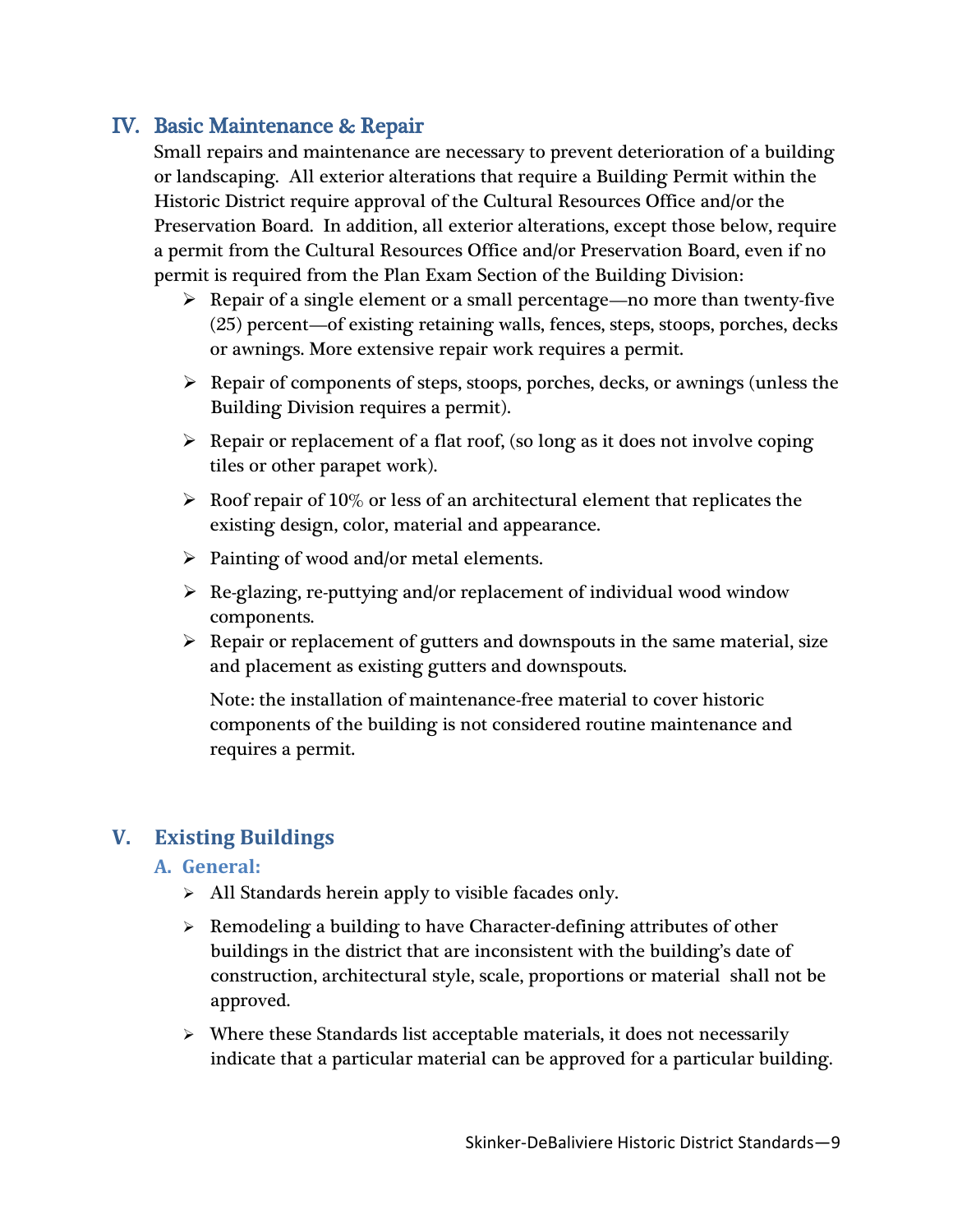## IV. Basic Maintenance & Repair

Small repairs and maintenance are necessary to prevent deterioration of a building or landscaping. All exterior alterations that require a Building Permit within the Historic District require approval of the Cultural Resources Office and/or the Preservation Board. In addition, all exterior alterations, except those below, require a permit from the Cultural Resources Office and/or Preservation Board, even if no permit is required from the Plan Exam Section of the Building Division:

- Repair of a single element or a small percentage—no more than twenty-five (25) percent—of existing retaining walls, fences, steps, stoops, porches, decks or awnings. More extensive repair work requires a permit.
- Repair of components of steps, stoops, porches, decks, or awnings (unless the Building Division requires a permit).
- Repair or replacement of a flat roof, (so long as it does not involve coping tiles or other parapet work).
- Roof repair of 10% or less of an architectural element that replicates the existing design, color, material and appearance.
- Painting of wood and/or metal elements.
- Re-glazing, re-puttying and/or replacement of individual wood window components.
- Repair or replacement of gutters and downspouts in the same material, size and placement as existing gutters and downspouts.

  Note: the installation of maintenance-free material to cover historic components of the building is not considered routine maintenance and requires a permit.

## V. Existing Buildings

### A. General:

- All Standards herein apply to visible facades only.
- Remodeling a building to have Character-defining attributes of other buildings in the district that are inconsistent with the building's date of construction, architectural style, scale, proportions or material shall not be approved.
- Where these Standards list acceptable materials, it does not necessarily indicate that a particular material can be approved for a particular building.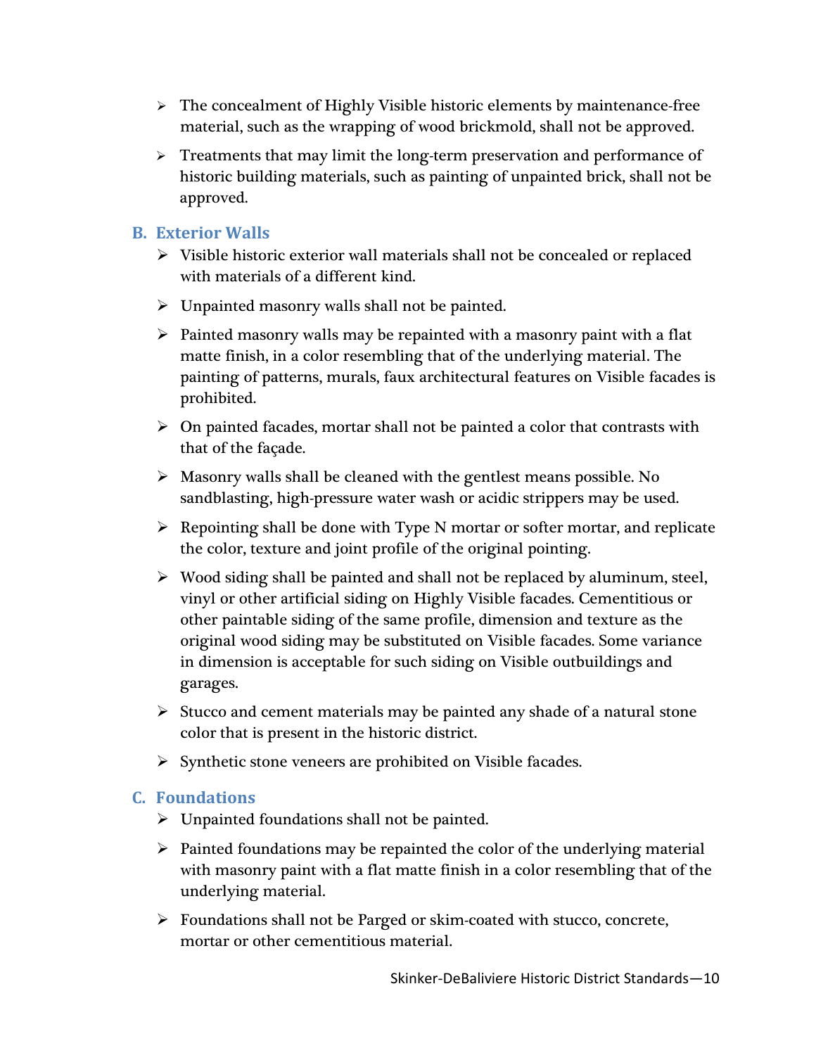- The concealment of Highly Visible historic elements by maintenance-free material, such as the wrapping of wood brickmold, shall not be approved.
- Treatments that may limit the long-term preservation and performance of historic building materials, such as painting of unpainted brick, shall not be approved.

## B. Exterior Walls

- Visible historic exterior wall materials shall not be concealed or replaced with materials of a different kind.
- Unpainted masonry walls shall not be painted.
- Painted masonry walls may be repainted with a masonry paint with a flat matte finish, in a color resembling that of the underlying material. The painting of patterns, murals, faux architectural features on Visible facades is prohibited.
- On painted facades, mortar shall not be painted a color that contrasts with that of the façade.
- Masonry walls shall be cleaned with the gentlest means possible. No sandblasting, high-pressure water wash or acidic strippers may be used.
- Repointing shall be done with Type N mortar or softer mortar, and replicate the color, texture and joint profile of the original pointing.
- Wood siding shall be painted and shall not be replaced by aluminum, steel, vinyl or other artificial siding on Highly Visible facades. Cementitious or other paintable siding of the same profile, dimension and texture as the original wood siding may be substituted on Visible facades. Some variance in dimension is acceptable for such siding on Visible outbuildings and garages.
- Stucco and cement materials may be painted any shade of a natural stone color that is present in the historic district.
- Synthetic stone veneers are prohibited on Visible facades.

## C. Foundations

- Unpainted foundations shall not be painted.
- Painted foundations may be repainted the color of the underlying material with masonry paint with a flat matte finish in a color resembling that of the underlying material.
- Foundations shall not be Parged or skim-coated with stucco, concrete, mortar or other cementitious material.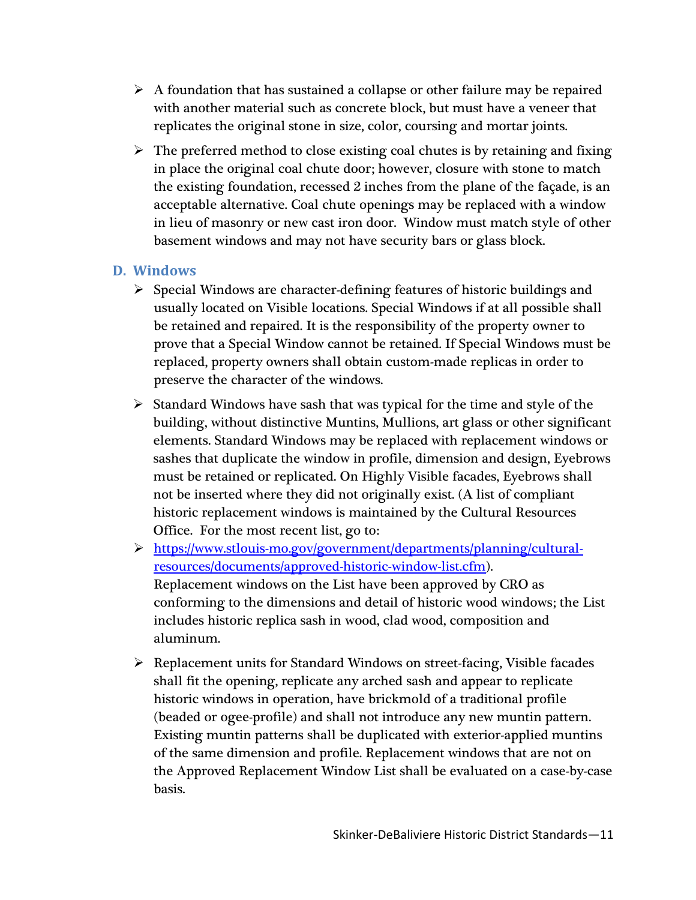- A foundation that has sustained a collapse or other failure may be repaired with another material such as concrete block, but must have a veneer that replicates the original stone in size, color, coursing and mortar joints.
- The preferred method to close existing coal chutes is by retaining and fixing in place the original coal chute door; however, closure with stone to match the existing foundation, recessed 2 inches from the plane of the façade, is an acceptable alternative. Coal chute openings may be replaced with a window in lieu of masonry or new cast iron door. Window must match style of other basement windows and may not have security bars or glass block.

## D. Windows

- Special Windows are character-defining features of historic buildings and usually located on Visible locations. Special Windows if at all possible shall be retained and repaired. It is the responsibility of the property owner to prove that a Special Window cannot be retained. If Special Windows must be replaced, property owners shall obtain custom-made replicas in order to preserve the character of the windows.
- Standard Windows have sash that was typical for the time and style of the building, without distinctive Muntins, Mullions, art glass or other significant elements. Standard Windows may be replaced with replacement windows or sashes that duplicate the window in profile, dimension and design, Eyebrows must be retained or replicated. On Highly Visible facades, Eyebrows shall not be inserted where they did not originally exist. (A list of compliant historic replacement windows is maintained by the Cultural Resources Office. For the most recent list, go to:
- [https://www.stlouis-mo.gov/government/departments/planning/cultural-resources/documents/approved-historic-window-list.cfm](https://www.stlouis-mo.gov/government/departments/planning/cultural-resources/documents/approved-historic-window-list.cfm)). Replacement windows on the List have been approved by CRO as conforming to the dimensions and detail of historic wood windows; the List includes historic replica sash in wood, clad wood, composition and aluminum.
- Replacement units for Standard Windows on street-facing, Visible facades shall fit the opening, replicate any arched sash and appear to replicate historic windows in operation, have brickmold of a traditional profile (beaded or ogee-profile) and shall not introduce any new muntin pattern. Existing muntin patterns shall be duplicated with exterior-applied muntins of the same dimension and profile. Replacement windows that are not on the Approved Replacement Window List shall be evaluated on a case-by-case basis.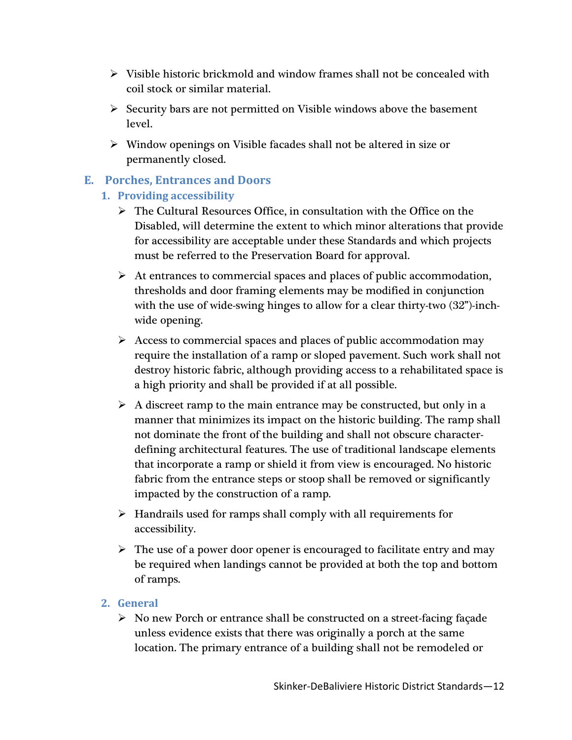- Visible historic brickmold and window frames shall not be concealed with coil stock or similar material.
- Security bars are not permitted on Visible windows above the basement level.
- Window openings on Visible facades shall not be altered in size or permanently closed.

## E. Porches, Entrances and Doors

### 1. Providing accessibility

- The Cultural Resources Office, in consultation with the Office on the Disabled, will determine the extent to which minor alterations that provide for accessibility are acceptable under these Standards and which projects must be referred to the Preservation Board for approval.
- At entrances to commercial spaces and places of public accommodation, thresholds and door framing elements may be modified in conjunction with the use of wide-swing hinges to allow for a clear thirty-two (32")-inch-wide opening.
- Access to commercial spaces and places of public accommodation may require the installation of a ramp or sloped pavement. Such work shall not destroy historic fabric, although providing access to a rehabilitated space is a high priority and shall be provided if at all possible.
- A discreet ramp to the main entrance may be constructed, but only in a manner that minimizes its impact on the historic building. The ramp shall not dominate the front of the building and shall not obscure character-defining architectural features. The use of traditional landscape elements that incorporate a ramp or shield it from view is encouraged. No historic fabric from the entrance steps or stoop shall be removed or significantly impacted by the construction of a ramp.
- Handrails used for ramps shall comply with all requirements for accessibility.
- The use of a power door opener is encouraged to facilitate entry and may be required when landings cannot be provided at both the top and bottom of ramps.

### 2. General

- No new Porch or entrance shall be constructed on a street-facing façade unless evidence exists that there was originally a porch at the same location. The primary entrance of a building shall not be remodeled or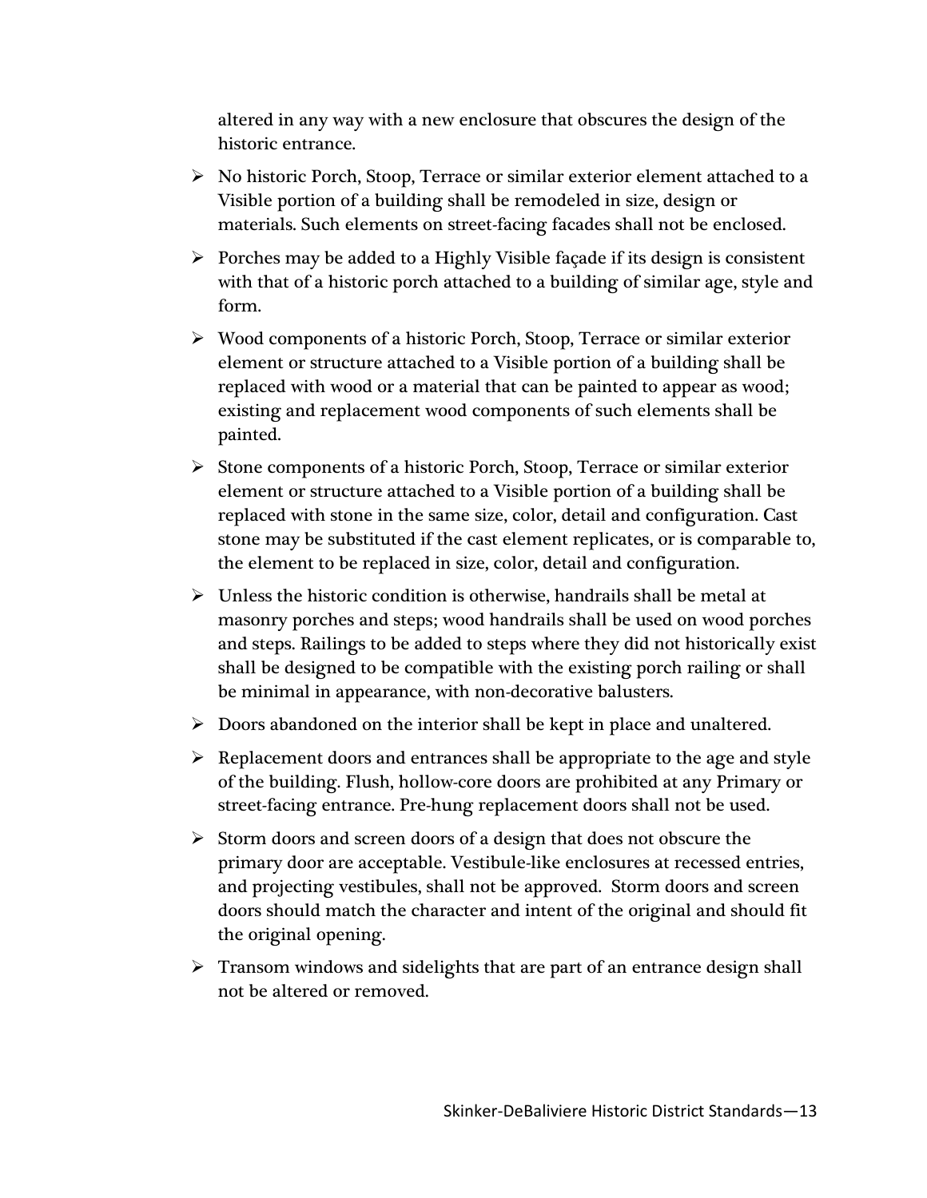altered in any way with a new enclosure that obscures the design of the historic entrance.

- No historic Porch, Stoop, Terrace or similar exterior element attached to a Visible portion of a building shall be remodeled in size, design or materials. Such elements on street-facing facades shall not be enclosed.
- Porches may be added to a Highly Visible façade if its design is consistent with that of a historic porch attached to a building of similar age, style and form.
- Wood components of a historic Porch, Stoop, Terrace or similar exterior element or structure attached to a Visible portion of a building shall be replaced with wood or a material that can be painted to appear as wood; existing and replacement wood components of such elements shall be painted.
- Stone components of a historic Porch, Stoop, Terrace or similar exterior element or structure attached to a Visible portion of a building shall be replaced with stone in the same size, color, detail and configuration. Cast stone may be substituted if the cast element replicates, or is comparable to, the element to be replaced in size, color, detail and configuration.
- Unless the historic condition is otherwise, handrails shall be metal at masonry porches and steps; wood handrails shall be used on wood porches and steps. Railings to be added to steps where they did not historically exist shall be designed to be compatible with the existing porch railing or shall be minimal in appearance, with non-decorative balusters.
- Doors abandoned on the interior shall be kept in place and unaltered.
- Replacement doors and entrances shall be appropriate to the age and style of the building. Flush, hollow-core doors are prohibited at any Primary or street-facing entrance. Pre-hung replacement doors shall not be used.
- Storm doors and screen doors of a design that does not obscure the primary door are acceptable. Vestibule-like enclosures at recessed entries, and projecting vestibules, shall not be approved. Storm doors and screen doors should match the character and intent of the original and should fit the original opening.
- Transom windows and sidelights that are part of an entrance design shall not be altered or removed.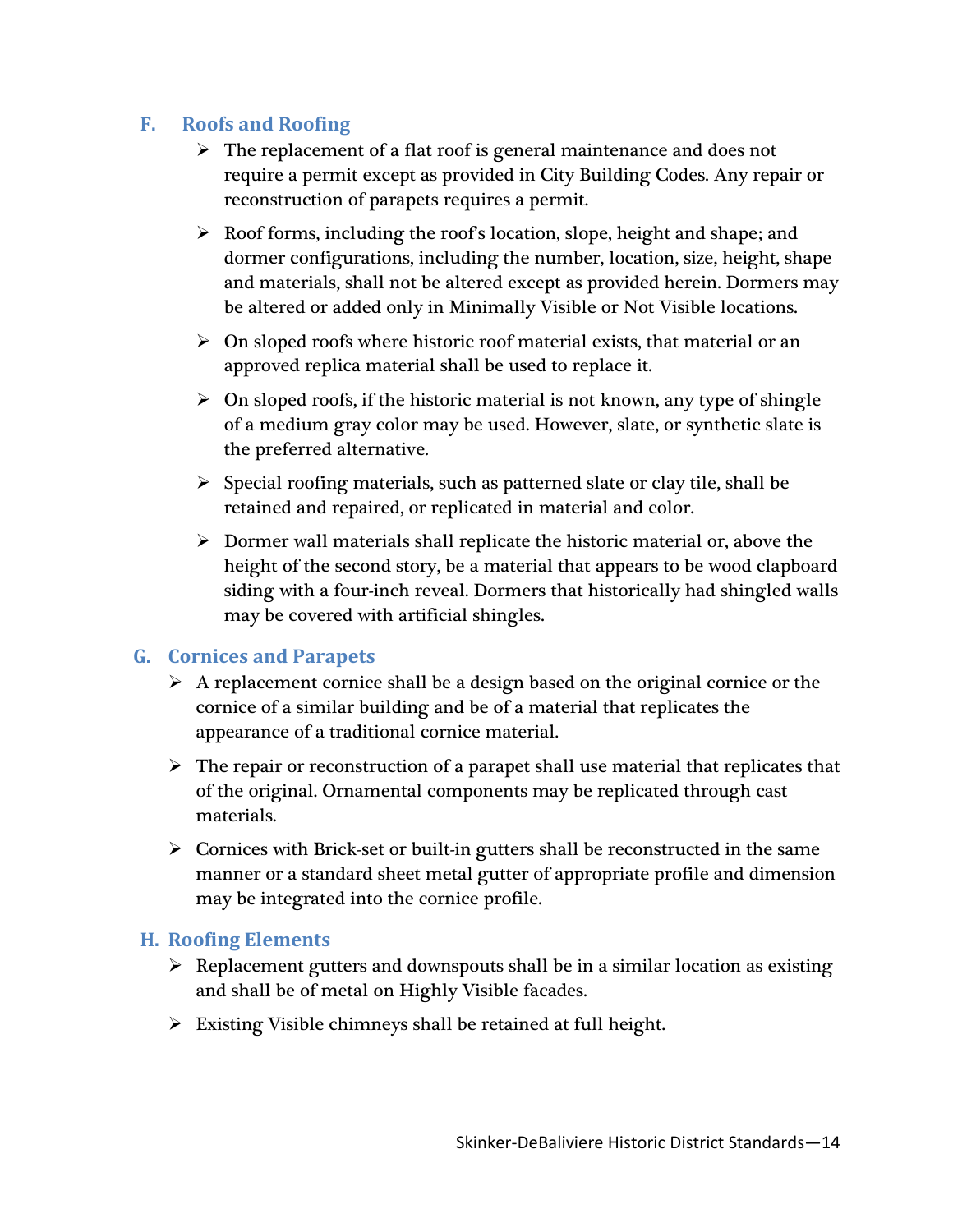### F. Roofs and Roofing

- The replacement of a flat roof is general maintenance and does not require a permit except as provided in City Building Codes. Any repair or reconstruction of parapets requires a permit.
- Roof forms, including the roof's location, slope, height and shape; and dormer configurations, including the number, location, size, height, shape and materials, shall not be altered except as provided herein. Dormers may be altered or added only in Minimally Visible or Not Visible locations.
- On sloped roofs where historic roof material exists, that material or an approved replica material shall be used to replace it.
- On sloped roofs, if the historic material is not known, any type of shingle of a medium gray color may be used. However, slate, or synthetic slate is the preferred alternative.
- Special roofing materials, such as patterned slate or clay tile, shall be retained and repaired, or replicated in material and color.
- Dormer wall materials shall replicate the historic material or, above the height of the second story, be a material that appears to be wood clapboard siding with a four-inch reveal. Dormers that historically had shingled walls may be covered with artificial shingles.

### G. Cornices and Parapets

- A replacement cornice shall be a design based on the original cornice or the cornice of a similar building and be of a material that replicates the appearance of a traditional cornice material.
- The repair or reconstruction of a parapet shall use material that replicates that of the original. Ornamental components may be replicated through cast materials.
- Cornices with Brick-set or built-in gutters shall be reconstructed in the same manner or a standard sheet metal gutter of appropriate profile and dimension may be integrated into the cornice profile.

### H. Roofing Elements

- Replacement gutters and downspouts shall be in a similar location as existing and shall be of metal on Highly Visible facades.
- Existing Visible chimneys shall be retained at full height.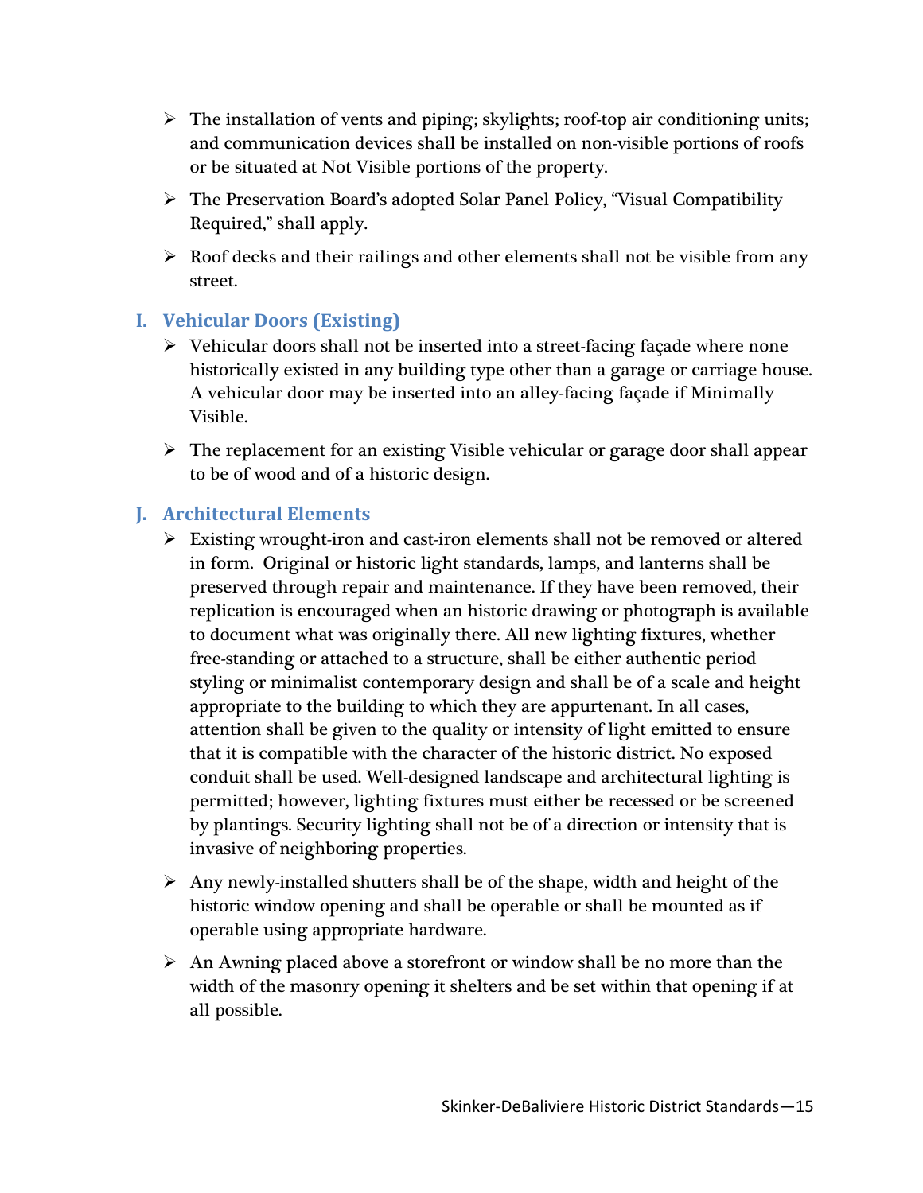- The installation of vents and piping; skylights; roof-top air conditioning units; and communication devices shall be installed on non-visible portions of roofs or be situated at Not Visible portions of the property.
- The Preservation Board's adopted Solar Panel Policy, "Visual Compatibility Required," shall apply.
- Roof decks and their railings and other elements shall not be visible from any street.

## I. Vehicular Doors (Existing)

- Vehicular doors shall not be inserted into a street-facing façade where none historically existed in any building type other than a garage or carriage house. A vehicular door may be inserted into an alley-facing façade if Minimally Visible.
- The replacement for an existing Visible vehicular or garage door shall appear to be of wood and of a historic design.

## J. Architectural Elements

- Existing wrought-iron and cast-iron elements shall not be removed or altered in form. Original or historic light standards, lamps, and lanterns shall be preserved through repair and maintenance. If they have been removed, their replication is encouraged when an historic drawing or photograph is available to document what was originally there. All new lighting fixtures, whether free-standing or attached to a structure, shall be either authentic period styling or minimalist contemporary design and shall be of a scale and height appropriate to the building to which they are appurtenant. In all cases, attention shall be given to the quality or intensity of light emitted to ensure that it is compatible with the character of the historic district. No exposed conduit shall be used. Well-designed landscape and architectural lighting is permitted; however, lighting fixtures must either be recessed or be screened by plantings. Security lighting shall not be of a direction or intensity that is invasive of neighboring properties.
- Any newly-installed shutters shall be of the shape, width and height of the historic window opening and shall be operable or shall be mounted as if operable using appropriate hardware.
- An Awning placed above a storefront or window shall be no more than the width of the masonry opening it shelters and be set within that opening if at all possible.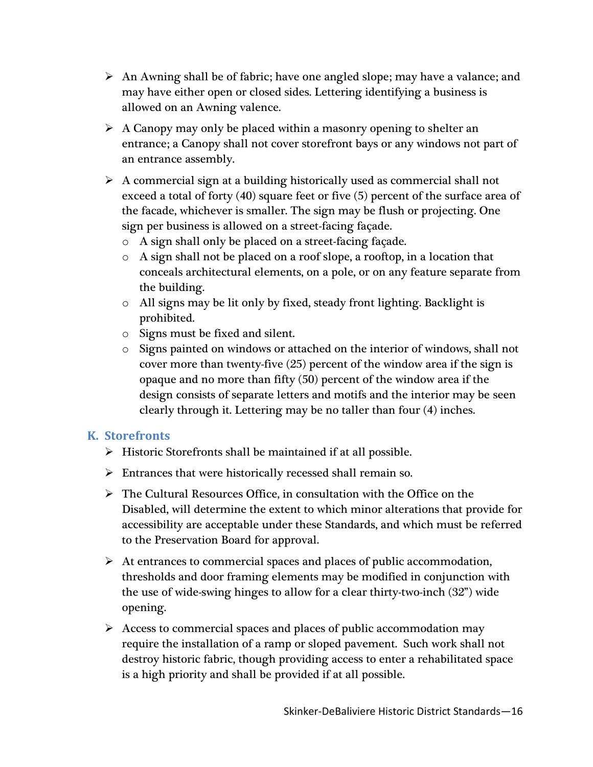- An Awning shall be of fabric; have one angled slope; may have a valance; and may have either open or closed sides. Lettering identifying a business is allowed on an Awning valence.
- A Canopy may only be placed within a masonry opening to shelter an entrance; a Canopy shall not cover storefront bays or any windows not part of an entrance assembly.
- A commercial sign at a building historically used as commercial shall not exceed a total of forty (40) square feet or five (5) percent of the surface area of the facade, whichever is smaller. The sign may be flush or projecting. One sign per business is allowed on a street-facing façade.
  - A sign shall only be placed on a street-facing façade.
  - A sign shall not be placed on a roof slope, a rooftop, in a location that conceals architectural elements, on a pole, or on any feature separate from the building.
  - All signs may be lit only by fixed, steady front lighting. Backlight is prohibited.
  - Signs must be fixed and silent.
  - Signs painted on windows or attached on the interior of windows, shall not cover more than twenty-five (25) percent of the window area if the sign is opaque and no more than fifty (50) percent of the window area if the design consists of separate letters and motifs and the interior may be seen clearly through it. Lettering may be no taller than four (4) inches.

## K. Storefronts

- Historic Storefronts shall be maintained if at all possible.
- Entrances that were historically recessed shall remain so.
- The Cultural Resources Office, in consultation with the Office on the Disabled, will determine the extent to which minor alterations that provide for accessibility are acceptable under these Standards, and which must be referred to the Preservation Board for approval.
- At entrances to commercial spaces and places of public accommodation, thresholds and door framing elements may be modified in conjunction with the use of wide-swing hinges to allow for a clear thirty-two-inch (32") wide opening.
- Access to commercial spaces and places of public accommodation may require the installation of a ramp or sloped pavement. Such work shall not destroy historic fabric, though providing access to enter a rehabilitated space is a high priority and shall be provided if at all possible.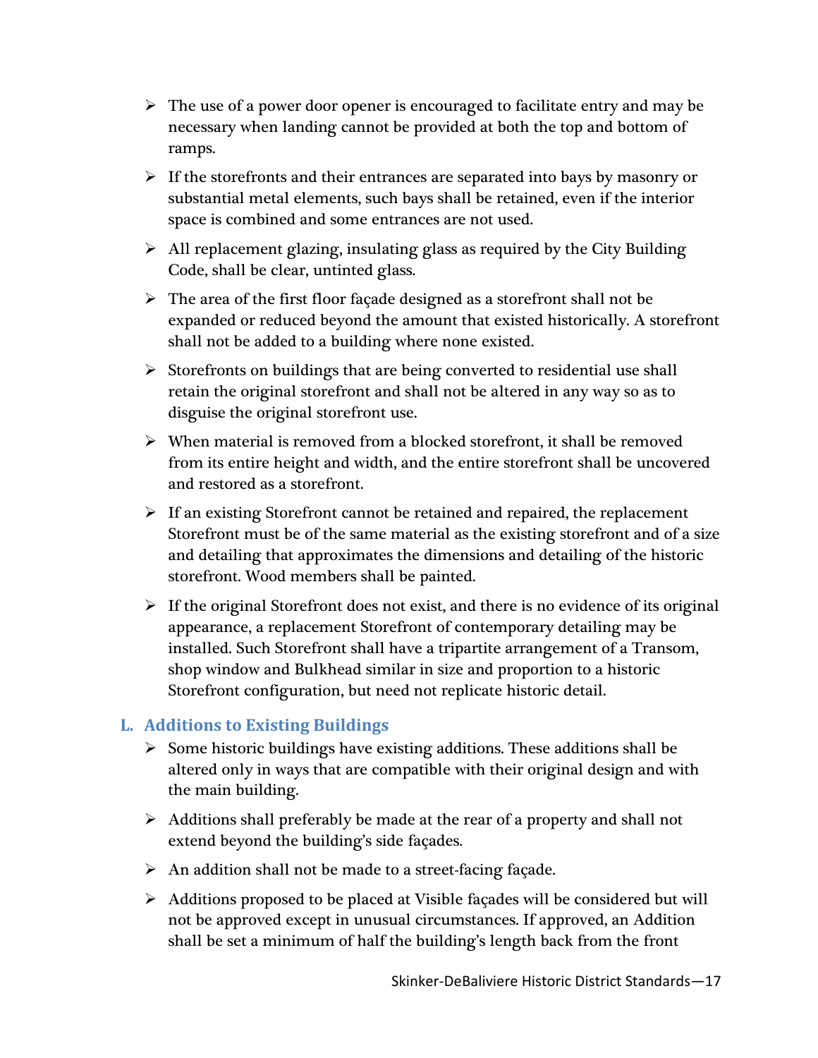- The use of a power door opener is encouraged to facilitate entry and may be necessary when landing cannot be provided at both the top and bottom of ramps.
- If the storefronts and their entrances are separated into bays by masonry or substantial metal elements, such bays shall be retained, even if the interior space is combined and some entrances are not used.
- All replacement glazing, insulating glass as required by the City Building Code, shall be clear, untinted glass.
- The area of the first floor façade designed as a storefront shall not be expanded or reduced beyond the amount that existed historically. A storefront shall not be added to a building where none existed.
- Storefronts on buildings that are being converted to residential use shall retain the original storefront and shall not be altered in any way so as to disguise the original storefront use.
- When material is removed from a blocked storefront, it shall be removed from its entire height and width, and the entire storefront shall be uncovered and restored as a storefront.
- If an existing Storefront cannot be retained and repaired, the replacement Storefront must be of the same material as the existing storefront and of a size and detailing that approximates the dimensions and detailing of the historic storefront. Wood members shall be painted.
- If the original Storefront does not exist, and there is no evidence of its original appearance, a replacement Storefront of contemporary detailing may be installed. Such Storefront shall have a tripartite arrangement of a Transom, shop window and Bulkhead similar in size and proportion to a historic Storefront configuration, but need not replicate historic detail.

## L. Additions to Existing Buildings

- Some historic buildings have existing additions. These additions shall be altered only in ways that are compatible with their original design and with the main building.
- Additions shall preferably be made at the rear of a property and shall not extend beyond the building's side façades.
- An addition shall not be made to a street-facing façade.
- Additions proposed to be placed at Visible façades will be considered but will not be approved except in unusual circumstances. If approved, an Addition shall be set a minimum of half the building's length back from the front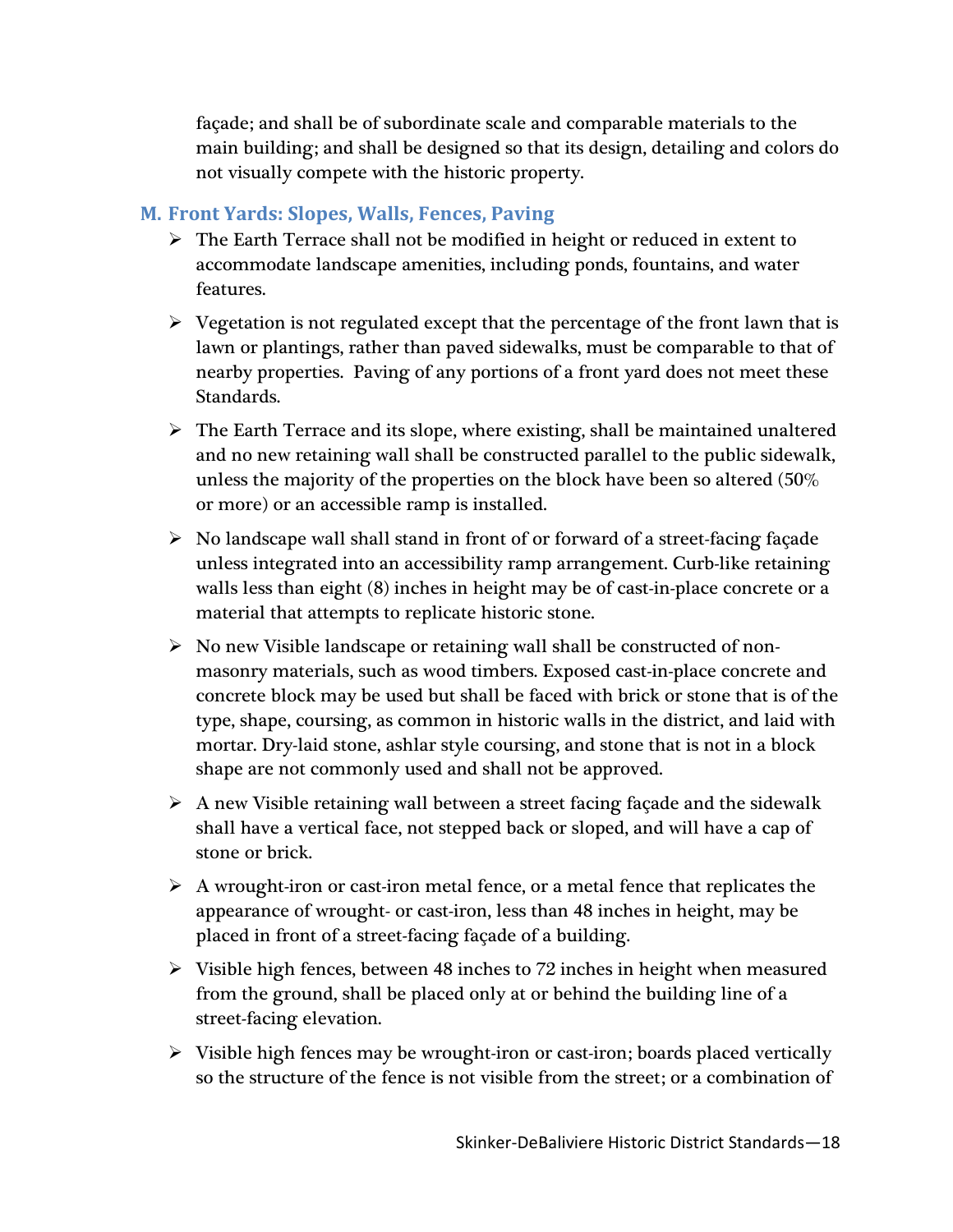façade; and shall be of subordinate scale and comparable materials to the main building; and shall be designed so that its design, detailing and colors do not visually compete with the historic property.

## M. Front Yards: Slopes, Walls, Fences, Paving

- The Earth Terrace shall not be modified in height or reduced in extent to accommodate landscape amenities, including ponds, fountains, and water features.
- Vegetation is not regulated except that the percentage of the front lawn that is lawn or plantings, rather than paved sidewalks, must be comparable to that of nearby properties. Paving of any portions of a front yard does not meet these Standards.
- The Earth Terrace and its slope, where existing, shall be maintained unaltered and no new retaining wall shall be constructed parallel to the public sidewalk, unless the majority of the properties on the block have been so altered (50% or more) or an accessible ramp is installed.
- No landscape wall shall stand in front of or forward of a street-facing façade unless integrated into an accessibility ramp arrangement. Curb-like retaining walls less than eight (8) inches in height may be of cast-in-place concrete or a material that attempts to replicate historic stone.
- No new Visible landscape or retaining wall shall be constructed of non-masonry materials, such as wood timbers. Exposed cast-in-place concrete and concrete block may be used but shall be faced with brick or stone that is of the type, shape, coursing, as common in historic walls in the district, and laid with mortar. Dry-laid stone, ashlar style coursing, and stone that is not in a block shape are not commonly used and shall not be approved.
- A new Visible retaining wall between a street facing façade and the sidewalk shall have a vertical face, not stepped back or sloped, and will have a cap of stone or brick.
- A wrought-iron or cast-iron metal fence, or a metal fence that replicates the appearance of wrought- or cast-iron, less than 48 inches in height, may be placed in front of a street-facing façade of a building.
- Visible high fences, between 48 inches to 72 inches in height when measured from the ground, shall be placed only at or behind the building line of a street-facing elevation.
- Visible high fences may be wrought-iron or cast-iron; boards placed vertically so the structure of the fence is not visible from the street; or a combination of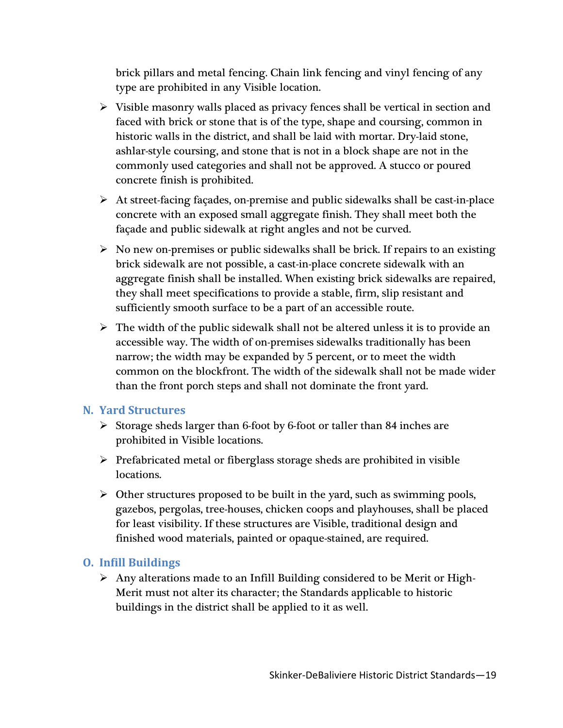brick pillars and metal fencing. Chain link fencing and vinyl fencing of any type are prohibited in any Visible location.

- Visible masonry walls placed as privacy fences shall be vertical in section and faced with brick or stone that is of the type, shape and coursing, common in historic walls in the district, and shall be laid with mortar. Dry-laid stone, ashlar-style coursing, and stone that is not in a block shape are not in the commonly used categories and shall not be approved. A stucco or poured concrete finish is prohibited.
- At street-facing façades, on-premise and public sidewalks shall be cast-in-place concrete with an exposed small aggregate finish. They shall meet both the façade and public sidewalk at right angles and not be curved.
- No new on-premises or public sidewalks shall be brick. If repairs to an existing brick sidewalk are not possible, a cast-in-place concrete sidewalk with an aggregate finish shall be installed. When existing brick sidewalks are repaired, they shall meet specifications to provide a stable, firm, slip resistant and sufficiently smooth surface to be a part of an accessible route.
- The width of the public sidewalk shall not be altered unless it is to provide an accessible way. The width of on-premises sidewalks traditionally has been narrow; the width may be expanded by 5 percent, or to meet the width common on the blockfront. The width of the sidewalk shall not be made wider than the front porch steps and shall not dominate the front yard.

## N. Yard Structures

- Storage sheds larger than 6-foot by 6-foot or taller than 84 inches are prohibited in Visible locations.
- Prefabricated metal or fiberglass storage sheds are prohibited in visible locations.
- Other structures proposed to be built in the yard, such as swimming pools, gazebos, pergolas, tree-houses, chicken coops and playhouses, shall be placed for least visibility. If these structures are Visible, traditional design and finished wood materials, painted or opaque-stained, are required.

## O. Infill Buildings

- Any alterations made to an Infill Building considered to be Merit or High-Merit must not alter its character; the Standards applicable to historic buildings in the district shall be applied to it as well.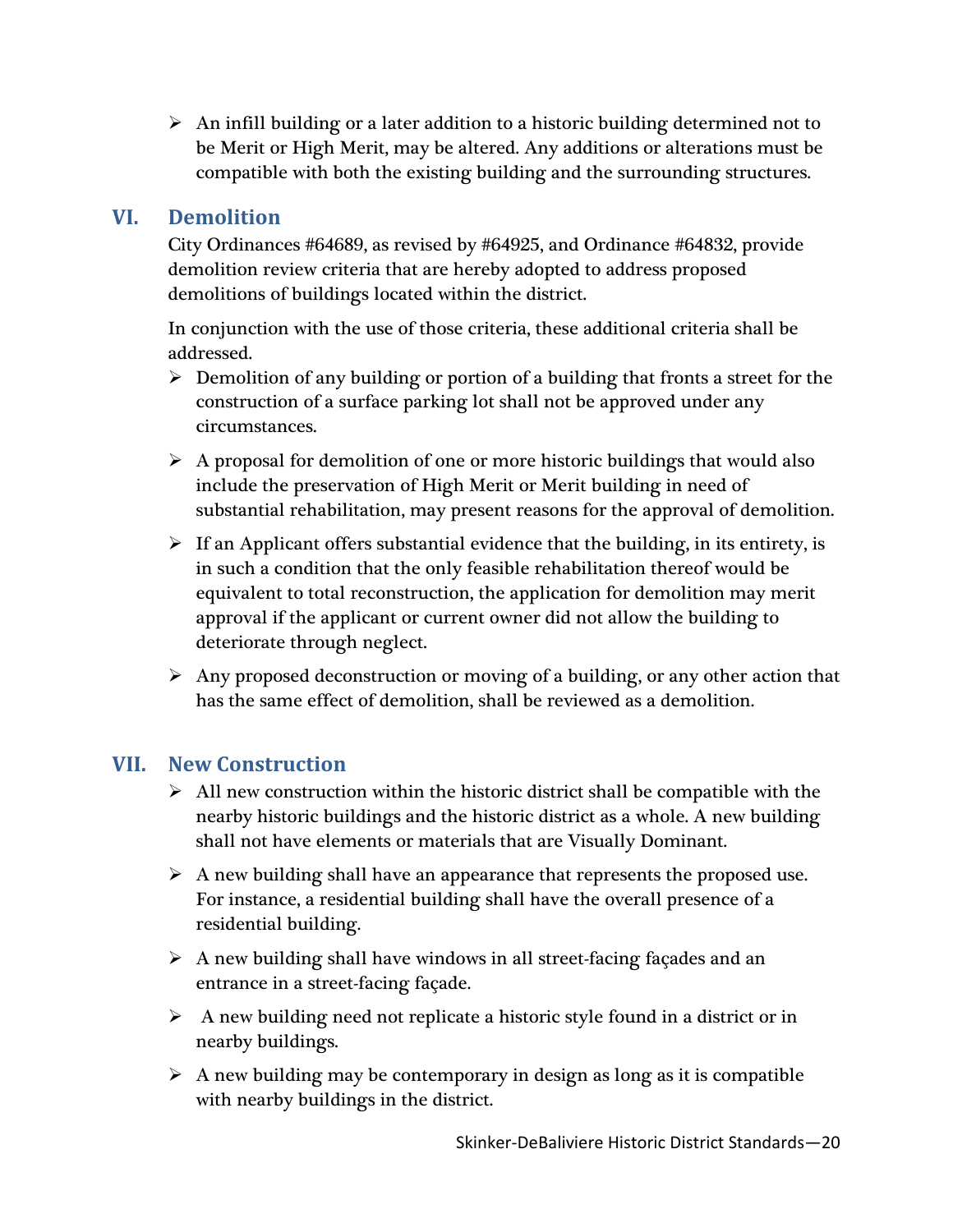- An infill building or a later addition to a historic building determined not to be Merit or High Merit, may be altered. Any additions or alterations must be compatible with both the existing building and the surrounding structures.

## VI. Demolition

City Ordinances #64689, as revised by #64925, and Ordinance #64832, provide demolition review criteria that are hereby adopted to address proposed demolitions of buildings located within the district.

In conjunction with the use of those criteria, these additional criteria shall be addressed.

- Demolition of any building or portion of a building that fronts a street for the construction of a surface parking lot shall not be approved under any circumstances.
- A proposal for demolition of one or more historic buildings that would also include the preservation of High Merit or Merit building in need of substantial rehabilitation, may present reasons for the approval of demolition.
- If an Applicant offers substantial evidence that the building, in its entirety, is in such a condition that the only feasible rehabilitation thereof would be equivalent to total reconstruction, the application for demolition may merit approval if the applicant or current owner did not allow the building to deteriorate through neglect.
- Any proposed deconstruction or moving of a building, or any other action that has the same effect of demolition, shall be reviewed as a demolition.

## VII. New Construction

- All new construction within the historic district shall be compatible with the nearby historic buildings and the historic district as a whole. A new building shall not have elements or materials that are Visually Dominant.
- A new building shall have an appearance that represents the proposed use. For instance, a residential building shall have the overall presence of a residential building.
- A new building shall have windows in all street-facing façades and an entrance in a street-facing façade.
- A new building need not replicate a historic style found in a district or in nearby buildings.
- A new building may be contemporary in design as long as it is compatible with nearby buildings in the district.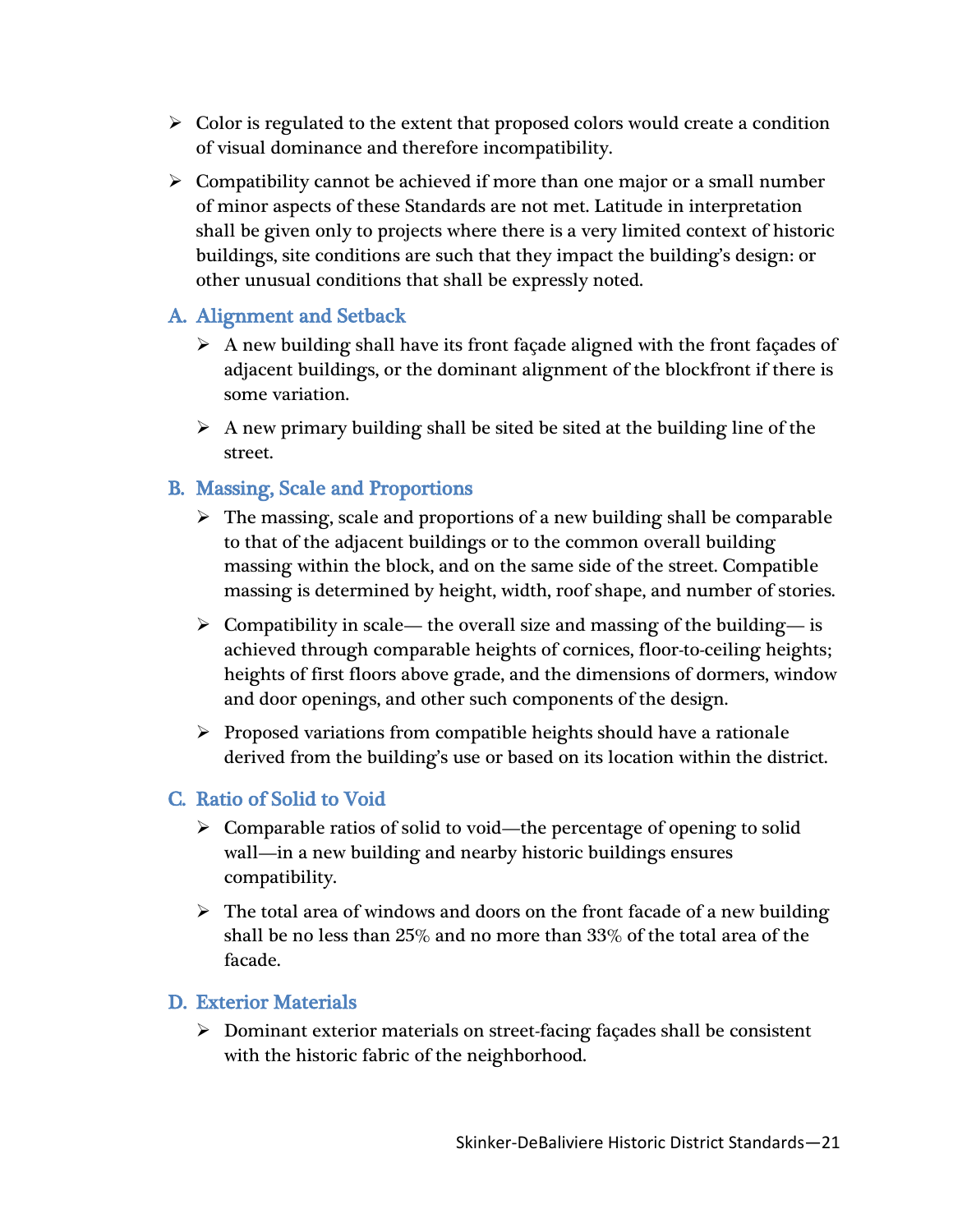- Color is regulated to the extent that proposed colors would create a condition of visual dominance and therefore incompatibility.
- Compatibility cannot be achieved if more than one major or a small number of minor aspects of these Standards are not met. Latitude in interpretation shall be given only to projects where there is a very limited context of historic buildings, site conditions are such that they impact the building's design: or other unusual conditions that shall be expressly noted.

## A. Alignment and Setback

- A new building shall have its front façade aligned with the front façades of adjacent buildings, or the dominant alignment of the blockfront if there is some variation.
- A new primary building shall be sited be sited at the building line of the street.

## B. Massing, Scale and Proportions

- The massing, scale and proportions of a new building shall be comparable to that of the adjacent buildings or to the common overall building massing within the block, and on the same side of the street. Compatible massing is determined by height, width, roof shape, and number of stories.
- Compatibility in scale— the overall size and massing of the building— is achieved through comparable heights of cornices, floor-to-ceiling heights; heights of first floors above grade, and the dimensions of dormers, window and door openings, and other such components of the design.
- Proposed variations from compatible heights should have a rationale derived from the building's use or based on its location within the district.

## C. Ratio of Solid to Void

- Comparable ratios of solid to void—the percentage of opening to solid wall—in a new building and nearby historic buildings ensures compatibility.
- The total area of windows and doors on the front facade of a new building shall be no less than 25% and no more than 33% of the total area of the facade.

## D. Exterior Materials

- Dominant exterior materials on street-facing façades shall be consistent with the historic fabric of the neighborhood.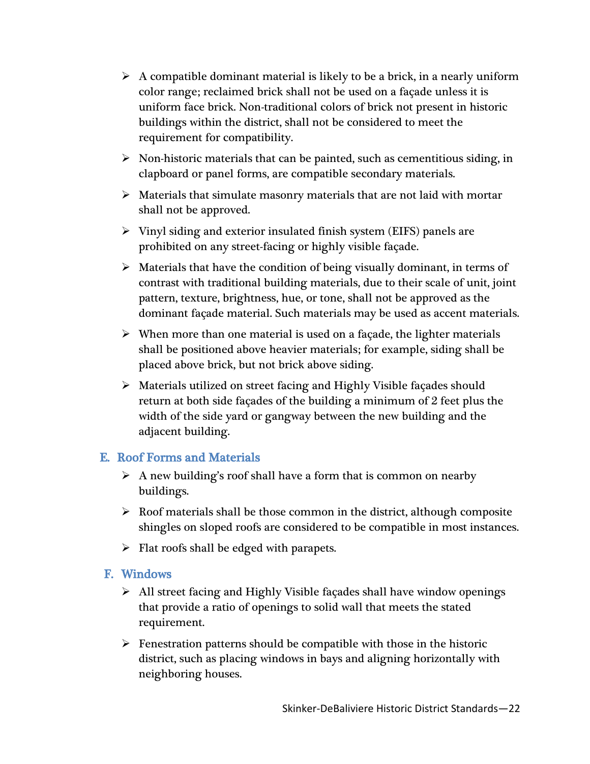- A compatible dominant material is likely to be a brick, in a nearly uniform color range; reclaimed brick shall not be used on a façade unless it is uniform face brick. Non-traditional colors of brick not present in historic buildings within the district, shall not be considered to meet the requirement for compatibility.
- Non-historic materials that can be painted, such as cementitious siding, in clapboard or panel forms, are compatible secondary materials.
- Materials that simulate masonry materials that are not laid with mortar shall not be approved.
- Vinyl siding and exterior insulated finish system (EIFS) panels are prohibited on any street-facing or highly visible façade.
- Materials that have the condition of being visually dominant, in terms of contrast with traditional building materials, due to their scale of unit, joint pattern, texture, brightness, hue, or tone, shall not be approved as the dominant façade material. Such materials may be used as accent materials.
- When more than one material is used on a façade, the lighter materials shall be positioned above heavier materials; for example, siding shall be placed above brick, but not brick above siding.
- Materials utilized on street facing and Highly Visible façades should return at both side façades of the building a minimum of 2 feet plus the width of the side yard or gangway between the new building and the adjacent building.

## E. Roof Forms and Materials

- A new building's roof shall have a form that is common on nearby buildings.
- Roof materials shall be those common in the district, although composite shingles on sloped roofs are considered to be compatible in most instances.
- Flat roofs shall be edged with parapets.

## F. Windows

- All street facing and Highly Visible façades shall have window openings that provide a ratio of openings to solid wall that meets the stated requirement.
- Fenestration patterns should be compatible with those in the historic district, such as placing windows in bays and aligning horizontally with neighboring houses.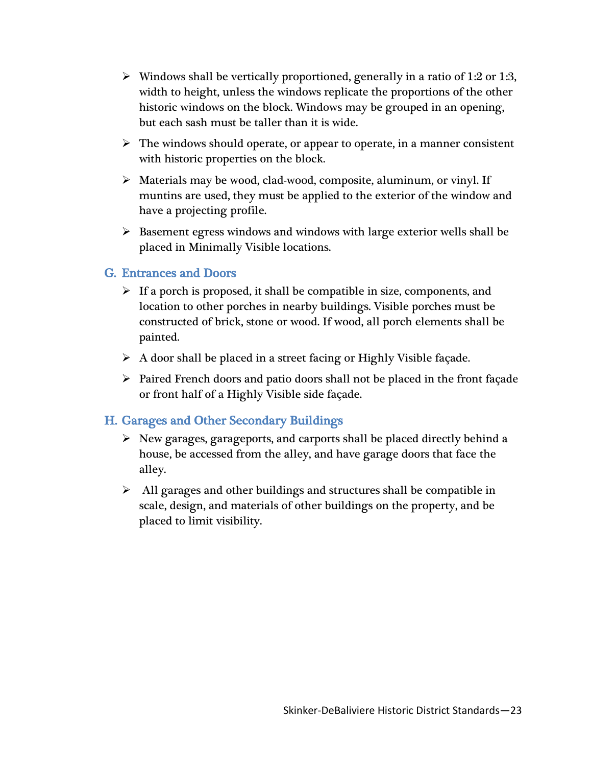- Windows shall be vertically proportioned, generally in a ratio of 1:2 or 1:3, width to height, unless the windows replicate the proportions of the other historic windows on the block. Windows may be grouped in an opening, but each sash must be taller than it is wide.
- The windows should operate, or appear to operate, in a manner consistent with historic properties on the block.
- Materials may be wood, clad-wood, composite, aluminum, or vinyl. If muntins are used, they must be applied to the exterior of the window and have a projecting profile.
- Basement egress windows and windows with large exterior wells shall be placed in Minimally Visible locations.

## G. Entrances and Doors

- If a porch is proposed, it shall be compatible in size, components, and location to other porches in nearby buildings. Visible porches must be constructed of brick, stone or wood. If wood, all porch elements shall be painted.
- A door shall be placed in a street facing or Highly Visible façade.
- Paired French doors and patio doors shall not be placed in the front façade or front half of a Highly Visible side façade.

## H. Garages and Other Secondary Buildings

- New garages, garageports, and carports shall be placed directly behind a house, be accessed from the alley, and have garage doors that face the alley.
- All garages and other buildings and structures shall be compatible in scale, design, and materials of other buildings on the property, and be placed to limit visibility.